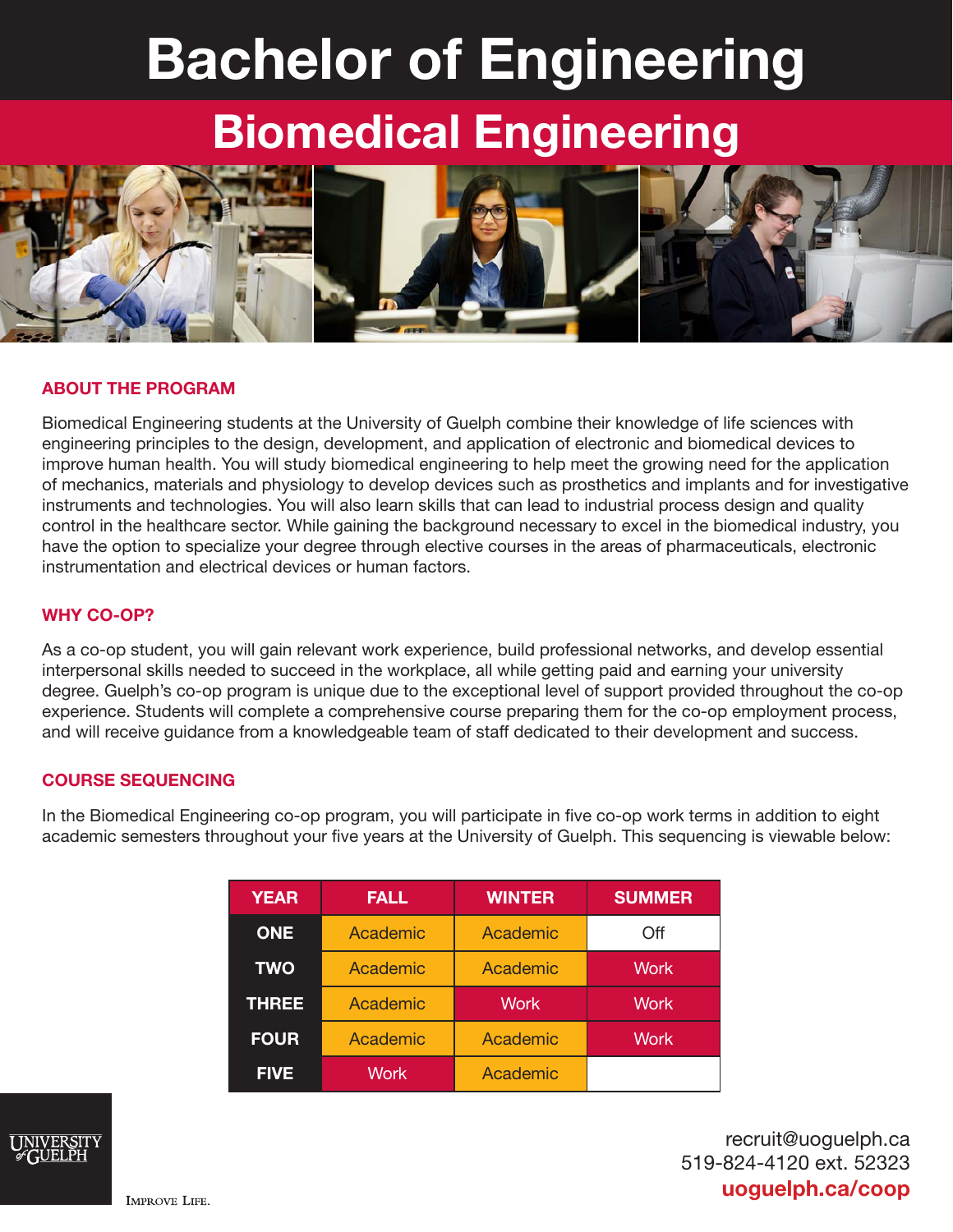# Bachelor of Engineering

## Biomedical Engineering

### ABOUT THE PROGRAM

Biomedical Engineering students at the University of Guelph combine their knowledge of life sciences with engineering principles to the design, development, and application of electronic and biomedical devices to improve human health. You will study biomedical engineering to help meet the growing need for the application of mechanics, materials and physiology to develop devices such as prosthetics and implants and for investigative instruments and technologies. You will also learn skills that can lead to industrial process design and quality control in the healthcare sector. While gaining the background necessary to excel in the biomedical industry, you have the option to specialize your degree through elective courses in the areas of pharmaceuticals, electronic instrumentation and electrical devices or human factors.

### WHY CO-OP?

As a co-op student, you will gain relevant work experience, build professional networks, and develop essential interpersonal skills needed to succeed in the workplace, all while getting paid and earning your university degree. Guelph's co-op program is unique due to the exceptional level of support provided throughout the co-op experience. Students will complete a comprehensive course preparing them for the co-op employment process, and will receive guidance from a knowledgeable team of staff dedicated to their development and success.

### COURSE SEQUENCING

In the Biomedical Engineering co-op program, you will participate in five co-op work terms in addition to eight academic semesters throughout your five years at the University of Guelph. This sequencing is viewable below:

| YEAR | FALL | WINTER | SUMMER |
|---|---|---|---|
| ONE | Academic | Academic | Off |
| TWO | Academic | Academic | Work |
| THREE | Academic | Work | Work |
| FOUR | Academic | Academic | Work |
| FIVE | Work | Academic | |

UNIVERSITY of GUELPH

IMPROVE LIFE.

recruit@uoguelph.ca
519-824-4120 ext. 52323
**uoguelph.ca/coop**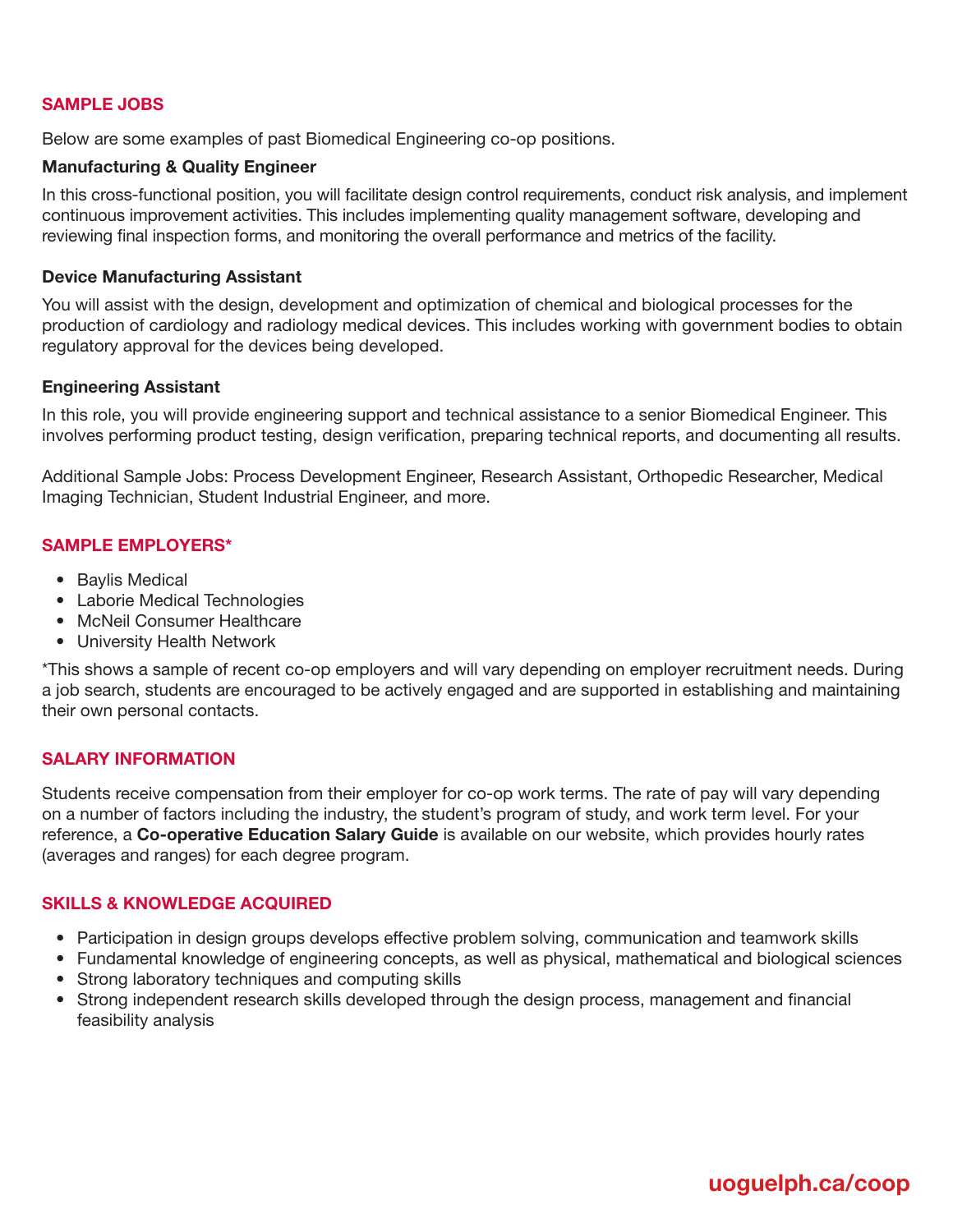## SAMPLE JOBS

Below are some examples of past Biomedical Engineering co-op positions.

### Manufacturing & Quality Engineer

In this cross-functional position, you will facilitate design control requirements, conduct risk analysis, and implement continuous improvement activities. This includes implementing quality management software, developing and reviewing final inspection forms, and monitoring the overall performance and metrics of the facility.

### Device Manufacturing Assistant

You will assist with the design, development and optimization of chemical and biological processes for the production of cardiology and radiology medical devices. This includes working with government bodies to obtain regulatory approval for the devices being developed.

### Engineering Assistant

In this role, you will provide engineering support and technical assistance to a senior Biomedical Engineer. This involves performing product testing, design verification, preparing technical reports, and documenting all results.

Additional Sample Jobs: Process Development Engineer, Research Assistant, Orthopedic Researcher, Medical Imaging Technician, Student Industrial Engineer, and more.

## SAMPLE EMPLOYERS*

- Baylis Medical
- Laborie Medical Technologies
- McNeil Consumer Healthcare
- University Health Network

*This shows a sample of recent co-op employers and will vary depending on employer recruitment needs. During a job search, students are encouraged to be actively engaged and are supported in establishing and maintaining their own personal contacts.

## SALARY INFORMATION

Students receive compensation from their employer for co-op work terms. The rate of pay will vary depending on a number of factors including the industry, the student's program of study, and work term level. For your reference, a **Co-operative Education Salary Guide** is available on our website, which provides hourly rates (averages and ranges) for each degree program.

## SKILLS & KNOWLEDGE ACQUIRED

- Participation in design groups develops effective problem solving, communication and teamwork skills
- Fundamental knowledge of engineering concepts, as well as physical, mathematical and biological sciences
- Strong laboratory techniques and computing skills
- Strong independent research skills developed through the design process, management and financial feasibility analysis

**uoguelph.ca/coop**